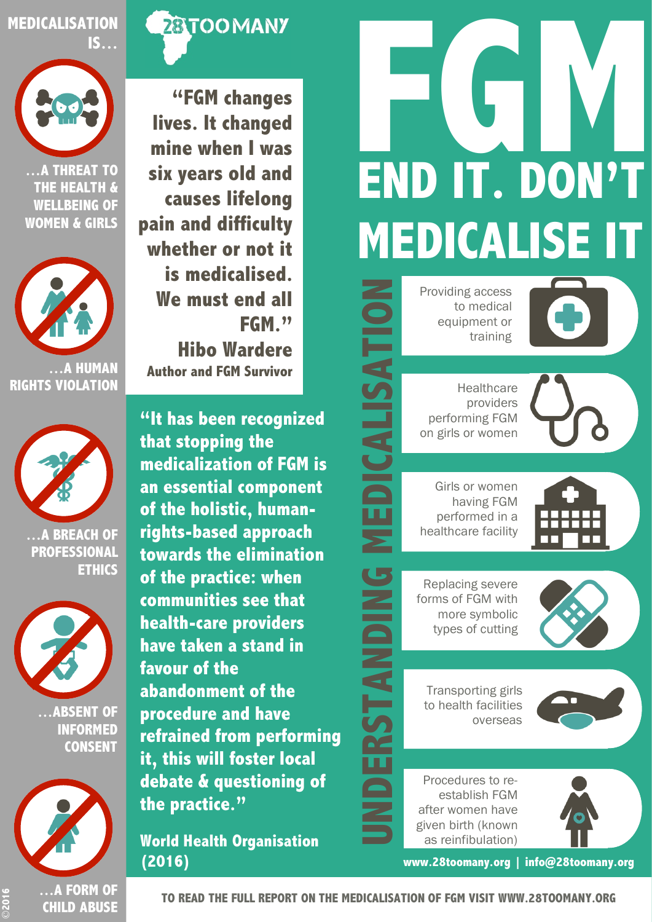# FGM

## END IT. DON'T MEDICALISE IT

**28TOOMANY**

## MEDICALISATION IS…

- …A THREAT TO THE HEALTH & WELLBEING OF WOMEN & GIRLS
- …A HUMAN RIGHTS VIOLATION
- …A BREACH OF PROFESSIONAL ETHICS
- …ABSENT OF INFORMED CONSENT
- …A FORM OF CHILD ABUSE

**"FGM changes lives. It changed mine when I was six years old and causes lifelong pain and difficulty whether or not it is medicalised. We must end all FGM."**

**Hibo Wardere**
**Author and FGM Survivor**

**"It has been recognized that stopping the medicalization of FGM is an essential component of the holistic, human-rights-based approach towards the elimination of the practice: when communities see that health-care providers have taken a stand in favour of the abandonment of the procedure and have refrained from performing it, this will foster local debate & questioning of the practice."**

**World Health Organisation (2016)**

## UNDERSTANDING MEDICALISATION

- Providing access to medical equipment or training
- Healthcare providers performing FGM on girls or women
- Girls or women having FGM performed in a healthcare facility
- Replacing severe forms of FGM with more symbolic types of cutting
- Transporting girls to health facilities overseas
- Procedures to re-establish FGM after women have given birth (known as reinfibulation)

**www.28toomany.org | info@28toomany.org**

**TO READ THE FULL REPORT ON THE MEDICALISATION OF FGM VISIT WWW.28TOOMANY.ORG**

©2016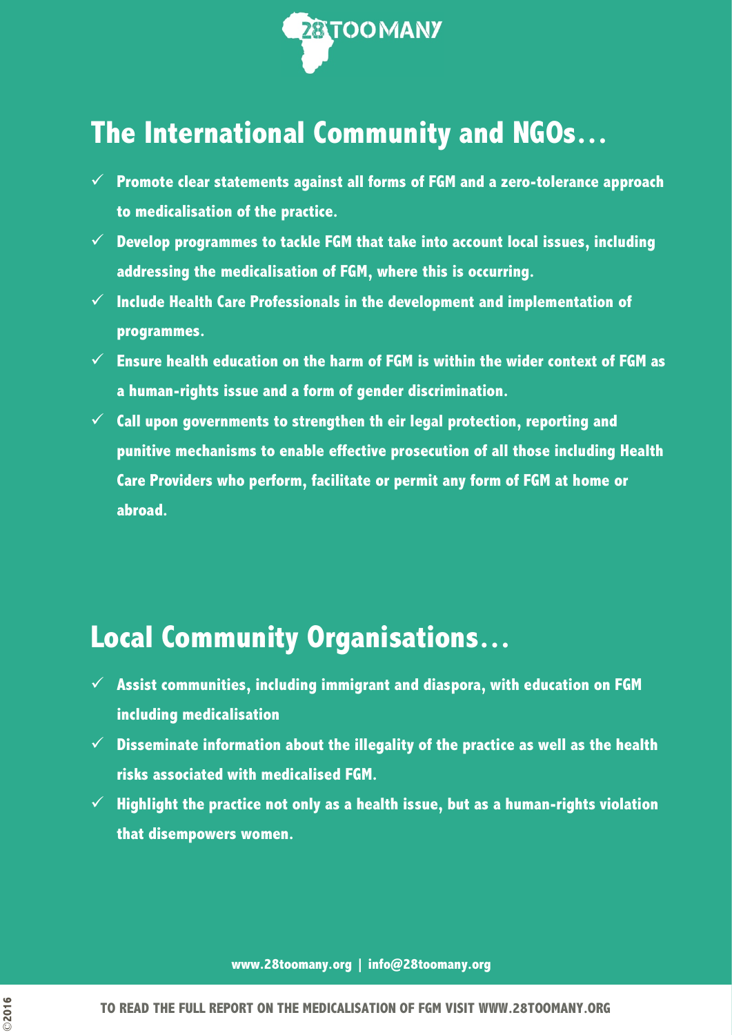28TOOMANY

## The International Community and NGOs…

- ✓ Promote clear statements against all forms of FGM and a zero-tolerance approach to medicalisation of the practice.
- ✓ Develop programmes to tackle FGM that take into account local issues, including addressing the medicalisation of FGM, where this is occurring.
- ✓ Include Health Care Professionals in the development and implementation of programmes.
- ✓ Ensure health education on the harm of FGM is within the wider context of FGM as a human-rights issue and a form of gender discrimination.
- ✓ Call upon governments to strengthen th eir legal protection, reporting and punitive mechanisms to enable effective prosecution of all those including Health Care Providers who perform, facilitate or permit any form of FGM at home or abroad.

## Local Community Organisations…

- ✓ Assist communities, including immigrant and diaspora, with education on FGM including medicalisation
- ✓ Disseminate information about the illegality of the practice as well as the health risks associated with medicalised FGM.
- ✓ Highlight the practice not only as a health issue, but as a human-rights violation that disempowers women.

www.28toomany.org | info@28toomany.org

TO READ THE FULL REPORT ON THE MEDICALISATION OF FGM VISIT WWW.28TOOMANY.ORG

©2016